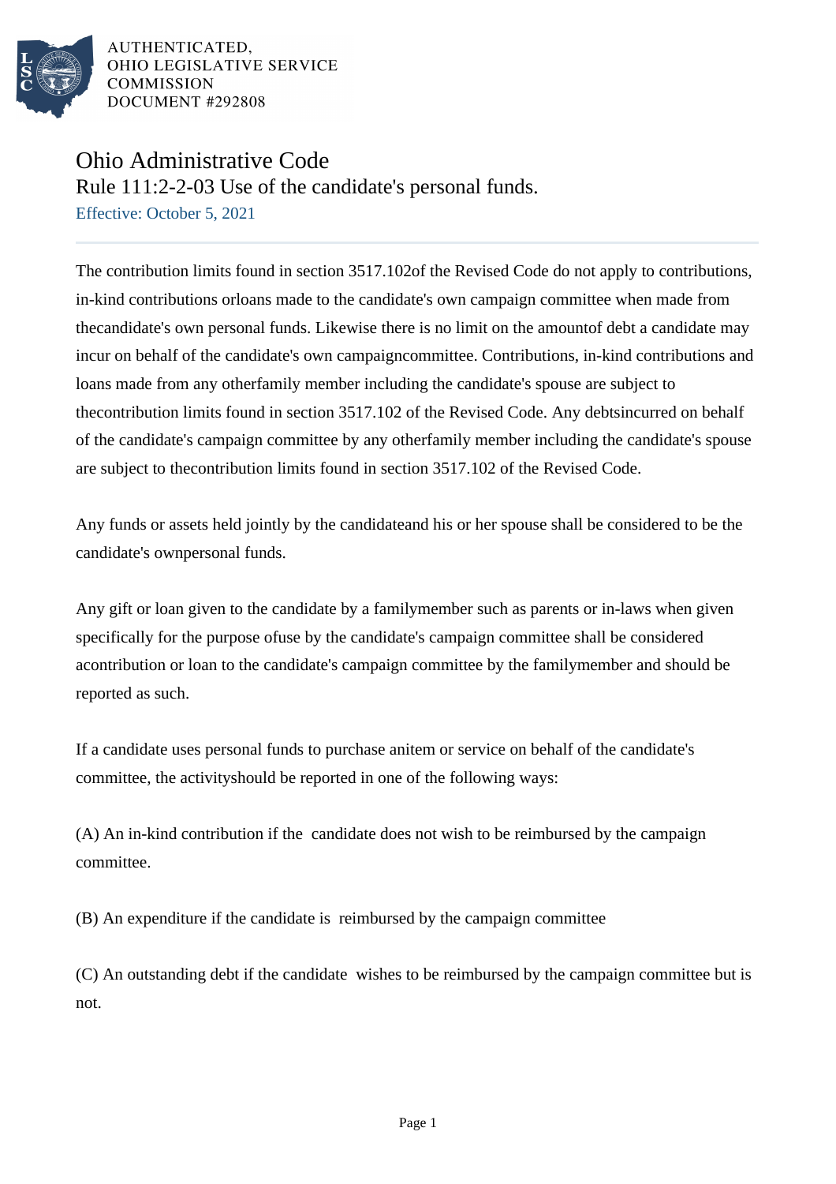AUTHENTICATED,
OHIO LEGISLATIVE SERVICE
COMMISSION
DOCUMENT #292808

# Ohio Administrative Code

## Rule 111:2-2-03 Use of the candidate's personal funds.

Effective: October 5, 2021

The contribution limits found in section 3517.102of the Revised Code do not apply to contributions, in-kind contributions orloans made to the candidate's own campaign committee when made from thecandidate's own personal funds. Likewise there is no limit on the amountof debt a candidate may incur on behalf of the candidate's own campaigncommittee. Contributions, in-kind contributions and loans made from any otherfamily member including the candidate's spouse are subject to thecontribution limits found in section 3517.102 of the Revised Code. Any debtsincurred on behalf of the candidate's campaign committee by any otherfamily member including the candidate's spouse are subject to thecontribution limits found in section 3517.102 of the Revised Code.

Any funds or assets held jointly by the candidateand his or her spouse shall be considered to be the candidate's ownpersonal funds.

Any gift or loan given to the candidate by a familymember such as parents or in-laws when given specifically for the purpose ofuse by the candidate's campaign committee shall be considered acontribution or loan to the candidate's campaign committee by the familymember and should be reported as such.

If a candidate uses personal funds to purchase anitem or service on behalf of the candidate's committee, the activityshould be reported in one of the following ways:

(A) An in-kind contribution if the candidate does not wish to be reimbursed by the campaign committee.

(B) An expenditure if the candidate is reimbursed by the campaign committee

(C) An outstanding debt if the candidate wishes to be reimbursed by the campaign committee but is not.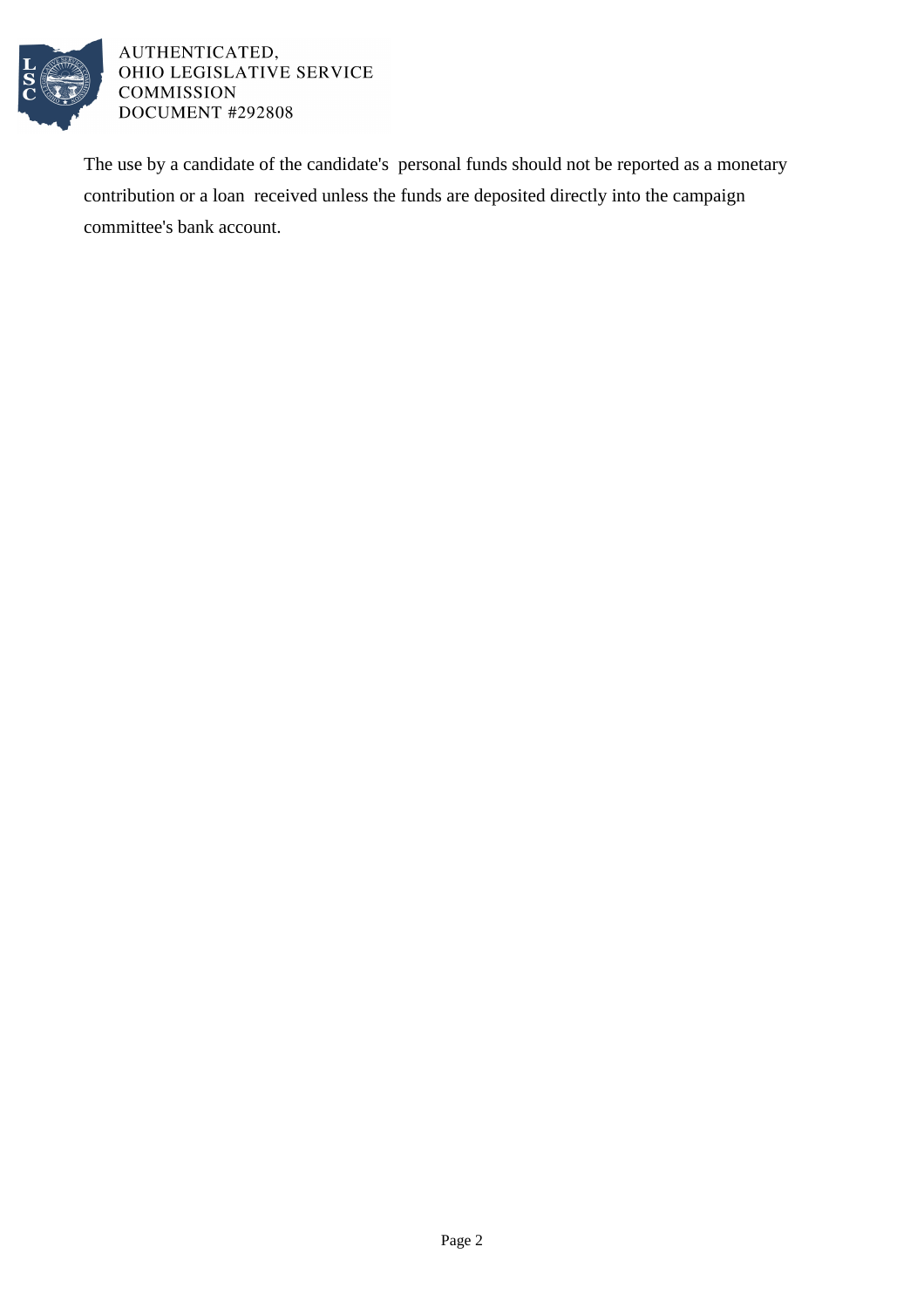The use by a candidate of the candidate's personal funds should not be reported as a monetary contribution or a loan received unless the funds are deposited directly into the campaign committee's bank account.